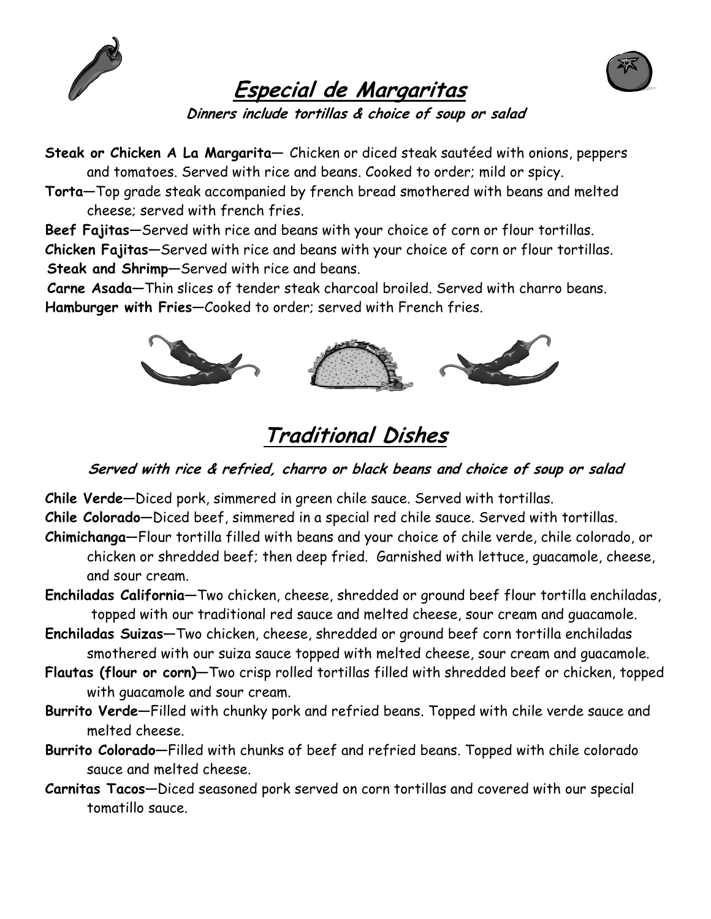# Especial de Margaritas

***Dinners include tortillas & choice of soup or salad***

**Steak or Chicken A La Margarita**— Chicken or diced steak sautéed with onions, peppers and tomatoes. Served with rice and beans. Cooked to order; mild or spicy.

**Torta**—Top grade steak accompanied by french bread smothered with beans and melted cheese; served with french fries.

**Beef Fajitas**—Served with rice and beans with your choice of corn or flour tortillas.

**Chicken Fajitas**—Served with rice and beans with your choice of corn or flour tortillas.

**Steak and Shrimp**—Served with rice and beans.

**Carne Asada**—Thin slices of tender steak charcoal broiled. Served with charro beans.

**Hamburger with Fries**—Cooked to order; served with French fries.

# Traditional Dishes

***Served with rice & refried, charro or black beans and choice of soup or salad***

**Chile Verde**—Diced pork, simmered in green chile sauce. Served with tortillas.

**Chile Colorado**—Diced beef, simmered in a special red chile sauce. Served with tortillas.

**Chimichanga**—Flour tortilla filled with beans and your choice of chile verde, chile colorado, or chicken or shredded beef; then deep fried. Garnished with lettuce, guacamole, cheese, and sour cream.

**Enchiladas California**—Two chicken, cheese, shredded or ground beef flour tortilla enchiladas, topped with our traditional red sauce and melted cheese, sour cream and guacamole.

**Enchiladas Suizas**—Two chicken, cheese, shredded or ground beef corn tortilla enchiladas smothered with our suiza sauce topped with melted cheese, sour cream and guacamole.

**Flautas (flour or corn)**—Two crisp rolled tortillas filled with shredded beef or chicken, topped with guacamole and sour cream.

**Burrito Verde**—Filled with chunky pork and refried beans. Topped with chile verde sauce and melted cheese.

**Burrito Colorado**—Filled with chunks of beef and refried beans. Topped with chile colorado sauce and melted cheese.

**Carnitas Tacos**—Diced seasoned pork served on corn tortillas and covered with our special tomatillo sauce.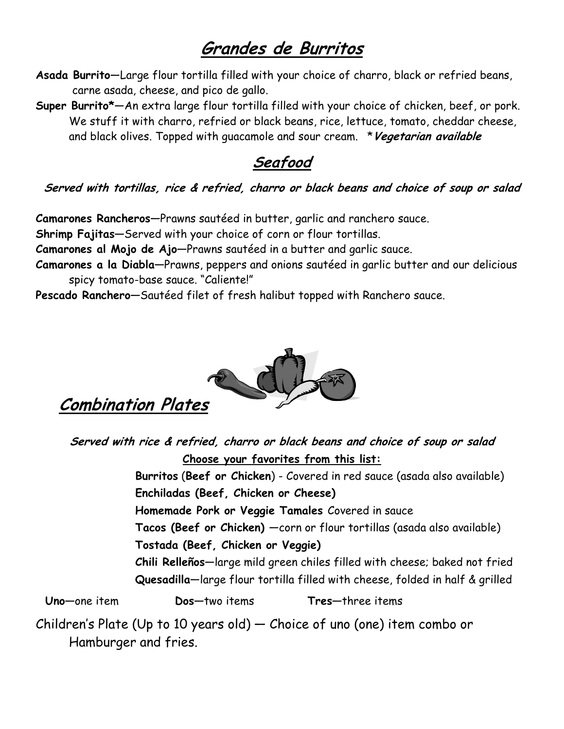## Grandes de Burritos

**Asada Burrito**—Large flour tortilla filled with your choice of charro, black or refried beans, carne asada, cheese, and pico de gallo.

**Super Burrito***—An extra large flour tortilla filled with your choice of chicken, beef, or pork. We stuff it with charro, refried or black beans, rice, lettuce, tomato, cheddar cheese, and black olives. Topped with guacamole and sour cream. ****Vegetarian available***

## Seafood

***Served with tortillas, rice & refried, charro or black beans and choice of soup or salad***

**Camarones Rancheros**—Prawns sautéed in butter, garlic and ranchero sauce.

**Shrimp Fajitas**—Served with your choice of corn or flour tortillas.

**Camarones al Mojo de Ajo**—Prawns sautéed in a butter and garlic sauce.

**Camarones a la Diabla**—Prawns, peppers and onions sautéed in garlic butter and our delicious spicy tomato-base sauce. "Caliente!"

**Pescado Ranchero**—Sautéed filet of fresh halibut topped with Ranchero sauce.

## Combination Plates

***Served with rice & refried, charro or black beans and choice of soup or salad***

**Choose your favorites from this list:**

**Burritos** (**Beef or Chicken**) - Covered in red sauce (asada also available)
**Enchiladas (Beef, Chicken or Cheese)**
**Homemade Pork or Veggie Tamales** Covered in sauce
**Tacos (Beef or Chicken)** —corn or flour tortillas (asada also available)
**Tostada (Beef, Chicken or Veggie)**
**Chili Relleños**—large mild green chiles filled with cheese; baked not fried
**Quesadilla**—large flour tortilla filled with cheese, folded in half & grilled

**Uno**—one item **Dos**—two items **Tres**—three items

Children's Plate (Up to 10 years old) — Choice of uno (one) item combo or Hamburger and fries.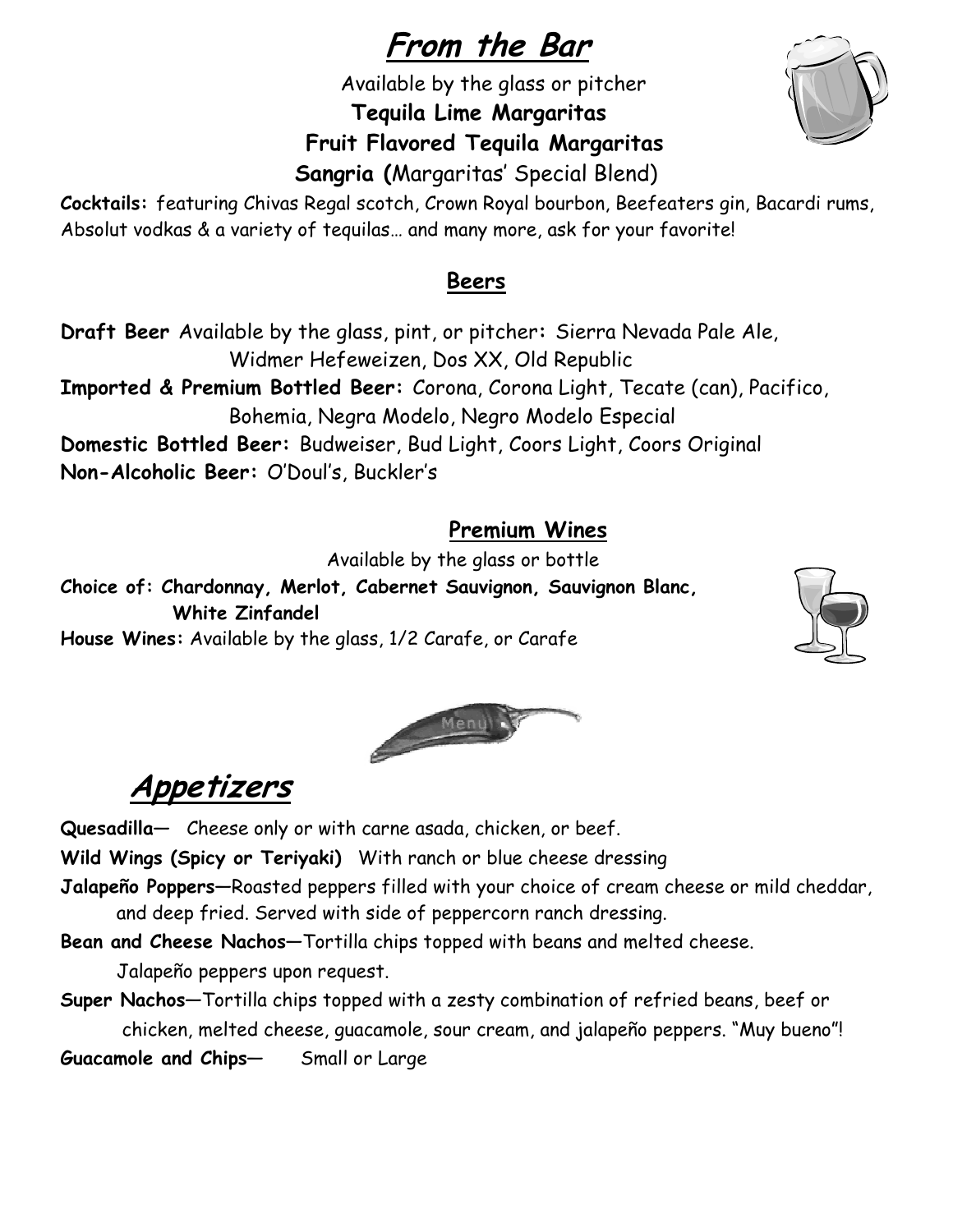# From the Bar

Available by the glass or pitcher

**Tequila Lime Margaritas**

**Fruit Flavored Tequila Margaritas**

**Sangria (**Margaritas' Special Blend)

**Cocktails:** featuring Chivas Regal scotch, Crown Royal bourbon, Beefeaters gin, Bacardi rums, Absolut vodkas & a variety of tequilas… and many more, ask for your favorite!

## Beers

**Draft Beer** Available by the glass, pint, or pitcher**:** Sierra Nevada Pale Ale, Widmer Hefeweizen, Dos XX, Old Republic

**Imported & Premium Bottled Beer:** Corona, Corona Light, Tecate (can), Pacifico, Bohemia, Negra Modelo, Negro Modelo Especial

**Domestic Bottled Beer:** Budweiser, Bud Light, Coors Light, Coors Original

**Non-Alcoholic Beer:** O'Doul's, Buckler's

## Premium Wines

Available by the glass or bottle

**Choice of: Chardonnay, Merlot, Cabernet Sauvignon, Sauvignon Blanc, White Zinfandel**

**House Wines:** Available by the glass, 1/2 Carafe, or Carafe

# Appetizers

**Quesadilla—** Cheese only or with carne asada, chicken, or beef.

**Wild Wings (Spicy or Teriyaki)** With ranch or blue cheese dressing

**Jalapeño Poppers—**Roasted peppers filled with your choice of cream cheese or mild cheddar, and deep fried. Served with side of peppercorn ranch dressing.

**Bean and Cheese Nachos—**Tortilla chips topped with beans and melted cheese. Jalapeño peppers upon request.

**Super Nachos—**Tortilla chips topped with a zesty combination of refried beans, beef or chicken, melted cheese, guacamole, sour cream, and jalapeño peppers. "Muy bueno"!

**Guacamole and Chips—** Small or Large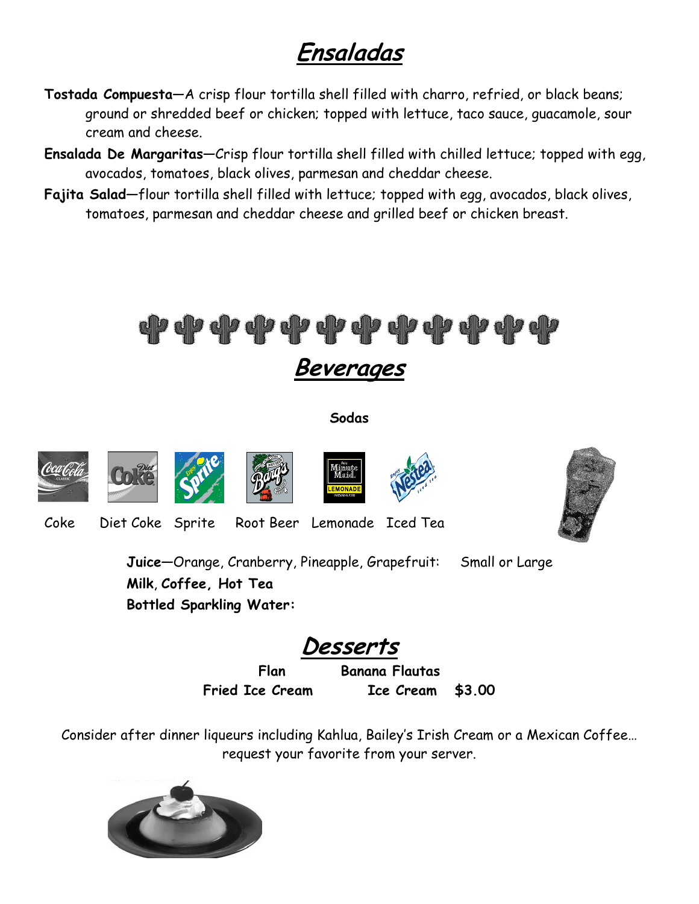# Ensaladas

**Tostada Compuesta**—A crisp flour tortilla shell filled with charro, refried, or black beans; ground or shredded beef or chicken; topped with lettuce, taco sauce, guacamole, sour cream and cheese.

**Ensalada De Margaritas**—Crisp flour tortilla shell filled with chilled lettuce; topped with egg, avocados, tomatoes, black olives, parmesan and cheddar cheese.

**Fajita Salad**—flour tortilla shell filled with lettuce; topped with egg, avocados, black olives, tomatoes, parmesan and cheddar cheese and grilled beef or chicken breast.

# Beverages

**Sodas**

Coke Diet Coke Sprite Root Beer Lemonade Iced Tea

**Juice**—Orange, Cranberry, Pineapple, Grapefruit: Small or Large

**Milk**, **Coffee, Hot Tea**

**Bottled Sparkling Water:**

# Desserts

**Flan** **Banana Flautas**

**Fried Ice Cream** **Ice Cream $3.00**

Consider after dinner liqueurs including Kahlua, Bailey's Irish Cream or a Mexican Coffee… request your favorite from your server.